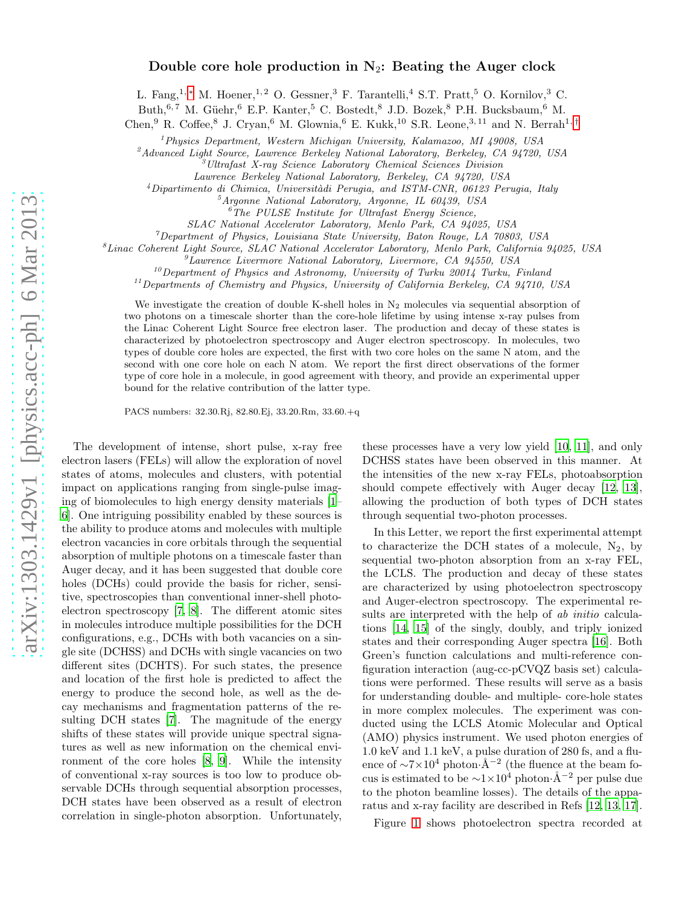# Double core hole production in $N_2$: Beating the Auger clock

L. Fang,[1,*] M. Hoener,[1,2] O. Gessner,[3] F. Tarantelli,[4] S.T. Pratt,[5] O. Kornilov,[3] C. Buth,[6,7] M. Gühr,[6] E.P. Kanter,[5] C. Bostedt,[8] J.D. Bozek,[8] P.H. Bucksbaum,[6] M. Chen,[9] R. Coffee,[8] J. Cryan,[6] M. Glownia,[6] E. Kukk,[10] S.R. Leone,[3,11] and N. Berrah[1,†]

[1] Physics Department, Western Michigan University, Kalamazoo, MI 49008, USA
[2] Advanced Light Source, Lawrence Berkeley National Laboratory, Berkeley, CA 94720, USA
[3] Ultrafast X-ray Science Laboratory Chemical Sciences Division Lawrence Berkeley National Laboratory, Berkeley, CA 94720, USA
[4] Dipartimento di Chimica, Universitàdi Perugia, and ISTM-CNR, 06123 Perugia, Italy
[5] Argonne National Laboratory, Argonne, IL 60439, USA
[6] The PULSE Institute for Ultrafast Energy Science, SLAC National Accelerator Laboratory, Menlo Park, CA 94025, USA
[7] Department of Physics, Louisiana State University, Baton Rouge, LA 70803, USA
[8] Linac Coherent Light Source, SLAC National Accelerator Laboratory, Menlo Park, California 94025, USA
[9] Lawrence Livermore National Laboratory, Livermore, CA 94550, USA
[10] Department of Physics and Astronomy, University of Turku 20014 Turku, Finland
[11] Departments of Chemistry and Physics, University of California Berkeley, CA 94710, USA

We investigate the creation of double K-shell holes in $N_2$ molecules via sequential absorption of two photons on a timescale shorter than the core-hole lifetime by using intense x-ray pulses from the Linac Coherent Light Source free electron laser. The production and decay of these states is characterized by photoelectron spectroscopy and Auger electron spectroscopy. In molecules, two types of double core holes are expected, the first with two core holes on the same N atom, and the second with one core hole on each N atom. We report the first direct observations of the former type of core hole in a molecule, in good agreement with theory, and provide an experimental upper bound for the relative contribution of the latter type.

PACS numbers: 32.30.Rj, 82.80.Ej, 33.20.Rm, 33.60.+q

The development of intense, short pulse, x-ray free electron lasers (FELs) will allow the exploration of novel states of atoms, molecules and clusters, with potential impact on applications ranging from single-pulse imaging of biomolecules to high energy density materials [1–6]. One intriguing possibility enabled by these sources is the ability to produce atoms and molecules with multiple electron vacancies in core orbitals through the sequential absorption of multiple photons on a timescale faster than Auger decay, and it has been suggested that double core holes (DCHs) could provide the basis for richer, sensitive, spectroscopies than conventional inner-shell photoelectron spectroscopy [7, 8]. The different atomic sites in molecules introduce multiple possibilities for the DCH configurations, e.g., DCHs with both vacancies on a single site (DCHSS) and DCHs with single vacancies on two different sites (DCHTS). For such states, the presence and location of the first hole is predicted to affect the energy to produce the second hole, as well as the decay mechanisms and fragmentation patterns of the resulting DCH states [7]. The magnitude of the energy shifts of these states will provide unique spectral signatures as well as new information on the chemical environment of the core holes [8, 9]. While the intensity of conventional x-ray sources is too low to produce observable DCHs through sequential absorption processes, DCH states have been observed as a result of electron correlation in single-photon absorption. Unfortunately, these processes have a very low yield [10, 11], and only DCHSS states have been observed in this manner. At the intensities of the new x-ray FELs, photoabsorption should compete effectively with Auger decay [12, 13], allowing the production of both types of DCH states through sequential two-photon processes.

In this Letter, we report the first experimental attempt to characterize the DCH states of a molecule, $N_2$, by sequential two-photon absorption from an x-ray FEL, the LCLS. The production and decay of these states are characterized by using photoelectron spectroscopy and Auger-electron spectroscopy. The experimental results are interpreted with the help of *ab initio* calculations [14, 15] of the singly, doubly, and triply ionized states and their corresponding Auger spectra [16]. Both Green's function calculations and multi-reference configuration interaction (aug-cc-pCVQZ basis set) calculations were performed. These results will serve as a basis for understanding double- and multiple- core-hole states in more complex molecules. The experiment was conducted using the LCLS Atomic Molecular and Optical (AMO) physics instrument. We used photon energies of 1.0 keV and 1.1 keV, a pulse duration of 280 fs, and a fluence of $\sim 7\times 10^4$ photon·Å$^{-2}$ (the fluence at the beam focus is estimated to be $\sim 1\times 10^4$ photon·Å$^{-2}$ per pulse due to the photon beamline losses). The details of the apparatus and x-ray facility are described in Refs [12, 13, 17].

Figure 1 shows photoelectron spectra recorded at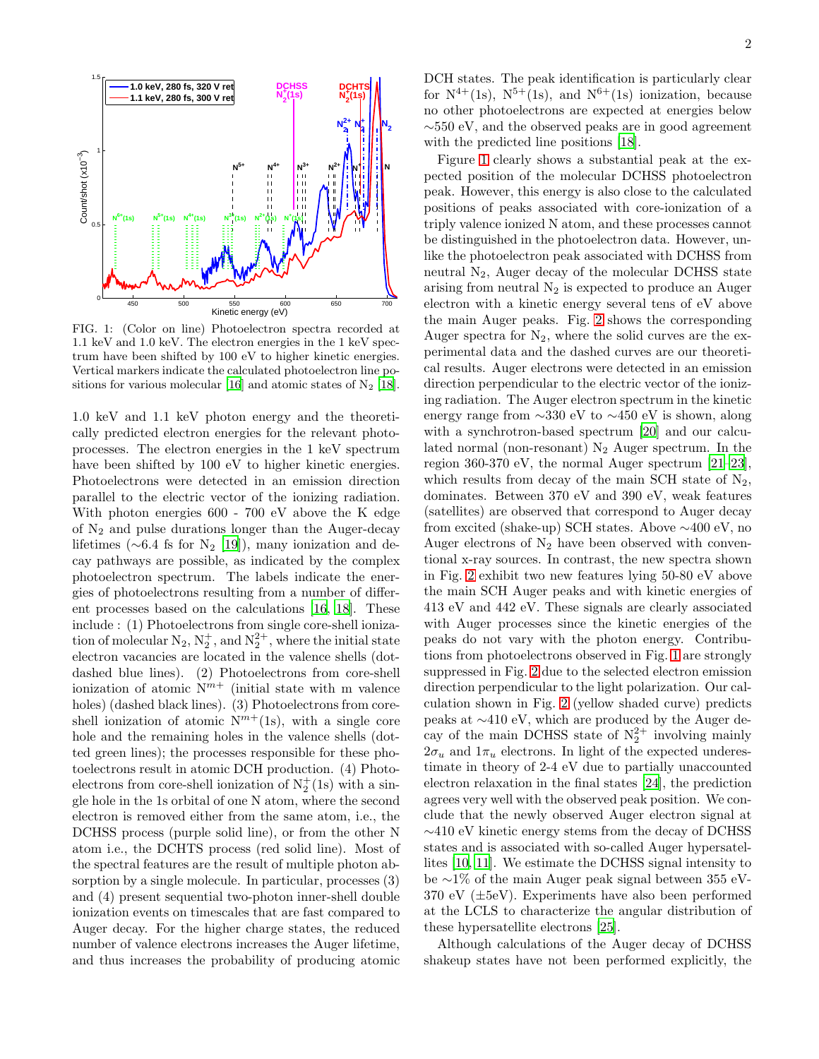FIG. 1: (Color on line) Photoelectron spectra recorded at 1.1 keV and 1.0 keV. The electron energies in the 1 keV spectrum have been shifted by 100 eV to higher kinetic energies. Vertical markers indicate the calculated photoelectron line positions for various molecular [16] and atomic states of $N_2$ [18].

1.0 keV and 1.1 keV photon energy and the theoretically predicted electron energies for the relevant photoprocesses. The electron energies in the 1 keV spectrum have been shifted by 100 eV to higher kinetic energies. Photoelectrons were detected in an emission direction parallel to the electric vector of the ionizing radiation. With photon energies 600 - 700 eV above the K edge of $N_2$ and pulse durations longer than the Auger-decay lifetimes (∼6.4 fs for $N_2$ [19]), many ionization and decay pathways are possible, as indicated by the complex photoelectron spectrum. The labels indicate the energies of photoelectrons resulting from a number of different processes based on the calculations [16, 18]. These include : (1) Photoelectrons from single core-shell ionization of molecular $N_2$, $N_2^+$, and $N_2^{2+}$, where the initial state electron vacancies are located in the valence shells (dot-dashed blue lines). (2) Photoelectrons from core-shell ionization of atomic $N^{m+}$ (initial state with m valence holes) (dashed black lines). (3) Photoelectrons from core-shell ionization of atomic $N^{m+}(1s)$, with a single core hole and the remaining holes in the valence shells (dotted green lines); the processes responsible for these photoelectrons result in atomic DCH production. (4) Photoelectrons from core-shell ionization of $N_2^+(1s)$ with a single hole in the 1s orbital of one N atom, where the second electron is removed either from the same atom, i.e., the DCHSS process (purple solid line), or from the other N atom i.e., the DCHTS process (red solid line). Most of the spectral features are the result of multiple photon absorption by a single molecule. In particular, processes (3) and (4) present sequential two-photon inner-shell double ionization events on timescales that are fast compared to Auger decay. For the higher charge states, the reduced number of valence electrons increases the Auger lifetime, and thus increases the probability of producing atomic DCH states. The peak identification is particularly clear for $N^{4+}(1s)$, $N^{5+}(1s)$, and $N^{6+}(1s)$ ionization, because no other photoelectrons are expected at energies below ∼550 eV, and the observed peaks are in good agreement with the predicted line positions [18].

Figure 1 clearly shows a substantial peak at the expected position of the molecular DCHSS photoelectron peak. However, this energy is also close to the calculated positions of peaks associated with core-ionization of a triply valence ionized N atom, and these processes cannot be distinguished in the photoelectron data. However, unlike the photoelectron peak associated with DCHSS from neutral $N_2$, Auger decay of the molecular DCHSS state arising from neutral $N_2$ is expected to produce an Auger electron with a kinetic energy several tens of eV above the main Auger peaks. Fig. 2 shows the corresponding Auger spectra for $N_2$, where the solid curves are the experimental data and the dashed curves are our theoretical results. Auger electrons were detected in an emission direction perpendicular to the electric vector of the ionizing radiation. The Auger electron spectrum in the kinetic energy range from ∼330 eV to ∼450 eV is shown, along with a synchrotron-based spectrum [20] and our calculated normal (non-resonant) $N_2$ Auger spectrum. In the region 360-370 eV, the normal Auger spectrum [21–23], which results from decay of the main SCH state of $N_2$, dominates. Between 370 eV and 390 eV, weak features (satellites) are observed that correspond to Auger decay from excited (shake-up) SCH states. Above ∼400 eV, no Auger electrons of $N_2$ have been observed with conventional x-ray sources. In contrast, the new spectra shown in Fig. 2 exhibit two new features lying 50-80 eV above the main SCH Auger peaks and with kinetic energies of 413 eV and 442 eV. These signals are clearly associated with Auger processes since the kinetic energies of the peaks do not vary with the photon energy. Contributions from photoelectrons observed in Fig. 1 are strongly suppressed in Fig. 2 due to the selected electron emission direction perpendicular to the light polarization. Our calculation shown in Fig. 2 (yellow shaded curve) predicts peaks at ∼410 eV, which are produced by the Auger decay of the main DCHSS state of $N_2^{2+}$ involving mainly $2\sigma_u$ and $1\pi_u$ electrons. In light of the expected underestimate in theory of 2-4 eV due to partially unaccounted electron relaxation in the final states [24], the prediction agrees very well with the observed peak position. We conclude that the newly observed Auger electron signal at ∼410 eV kinetic energy stems from the decay of DCHSS states and is associated with so-called Auger hypersatellites [10, 11]. We estimate the DCHSS signal intensity to be ∼1% of the main Auger peak signal between 355 eV-370 eV (±5eV). Experiments have also been performed at the LCLS to characterize the angular distribution of these hypersatellite electrons [25].

Although calculations of the Auger decay of DCHSS shakeup states have not been performed explicitly, the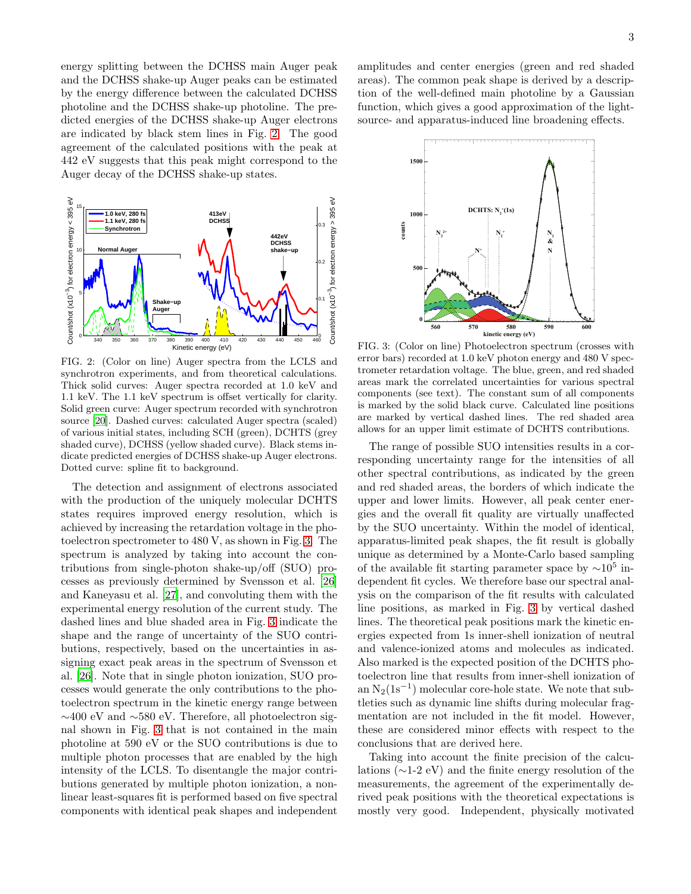energy splitting between the DCHSS main Auger peak and the DCHSS shake-up Auger peaks can be estimated by the energy difference between the calculated DCHSS photoline and the DCHSS shake-up photoline. The predicted energies of the DCHSS shake-up Auger electrons are indicated by black stem lines in Fig. 2. The good agreement of the calculated positions with the peak at 442 eV suggests that this peak might correspond to the Auger decay of the DCHSS shake-up states.

FIG. 2: (Color on line) Auger spectra from the LCLS and synchrotron experiments, and from theoretical calculations. Thick solid curves: Auger spectra recorded at 1.0 keV and 1.1 keV. The 1.1 keV spectrum is offset vertically for clarity. Solid green curve: Auger spectrum recorded with synchrotron source [20]. Dashed curves: calculated Auger spectra (scaled) of various initial states, including SCH (green), DCHTS (grey shaded curve), DCHSS (yellow shaded curve). Black stems indicate predicted energies of DCHSS shake-up Auger electrons. Dotted curve: spline fit to background.

The detection and assignment of electrons associated with the production of the uniquely molecular DCHTS states requires improved energy resolution, which is achieved by increasing the retardation voltage in the photoelectron spectrometer to 480 V, as shown in Fig. 3. The spectrum is analyzed by taking into account the contributions from single-photon shake-up/off (SUO) processes as previously determined by Svensson et al. [26] and Kaneyasu et al. [27], and convoluting them with the experimental energy resolution of the current study. The dashed lines and blue shaded area in Fig. 3 indicate the shape and the range of uncertainty of the SUO contributions, respectively, based on the uncertainties in assigning exact peak areas in the spectrum of Svensson et al. [26]. Note that in single photon ionization, SUO processes would generate the only contributions to the photoelectron spectrum in the kinetic energy range between ∼400 eV and ∼580 eV. Therefore, all photoelectron signal shown in Fig. 3 that is not contained in the main photoline at 590 eV or the SUO contributions is due to multiple photon processes that are enabled by the high intensity of the LCLS. To disentangle the major contributions generated by multiple photon ionization, a nonlinear least-squares fit is performed based on five spectral components with identical peak shapes and independent amplitudes and center energies (green and red shaded areas). The common peak shape is derived by a description of the well-defined main photoline by a Gaussian function, which gives a good approximation of the light-source- and apparatus-induced line broadening effects.

FIG. 3: (Color on line) Photoelectron spectrum (crosses with error bars) recorded at 1.0 keV photon energy and 480 V spectrometer retardation voltage. The blue, green, and red shaded areas mark the correlated uncertainties for various spectral components (see text). The constant sum of all components is marked by the solid black curve. Calculated line positions are marked by vertical dashed lines. The red shaded area allows for an upper limit estimate of DCHTS contributions.

The range of possible SUO intensities results in a corresponding uncertainty range for the intensities of all other spectral contributions, as indicated by the green and red shaded areas, the borders of which indicate the upper and lower limits. However, all peak center energies and the overall fit quality are virtually unaffected by the SUO uncertainty. Within the model of identical, apparatus-limited peak shapes, the fit result is globally unique as determined by a Monte-Carlo based sampling of the available fit starting parameter space by $\sim 10^5$ independent fit cycles. We therefore base our spectral analysis on the comparison of the fit results with calculated line positions, as marked in Fig. 3 by vertical dashed lines. The theoretical peak positions mark the kinetic energies expected from 1s inner-shell ionization of neutral and valence-ionized atoms and molecules as indicated. Also marked is the expected position of the DCHTS photoelectron line that results from inner-shell ionization of an $N_2(1s^{-1})$ molecular core-hole state. We note that subtleties such as dynamic line shifts during molecular fragmentation are not included in the fit model. However, these are considered minor effects with respect to the conclusions that are derived here.

Taking into account the finite precision of the calculations (∼1-2 eV) and the finite energy resolution of the measurements, the agreement of the experimentally derived peak positions with the theoretical expectations is mostly very good. Independent, physically motivated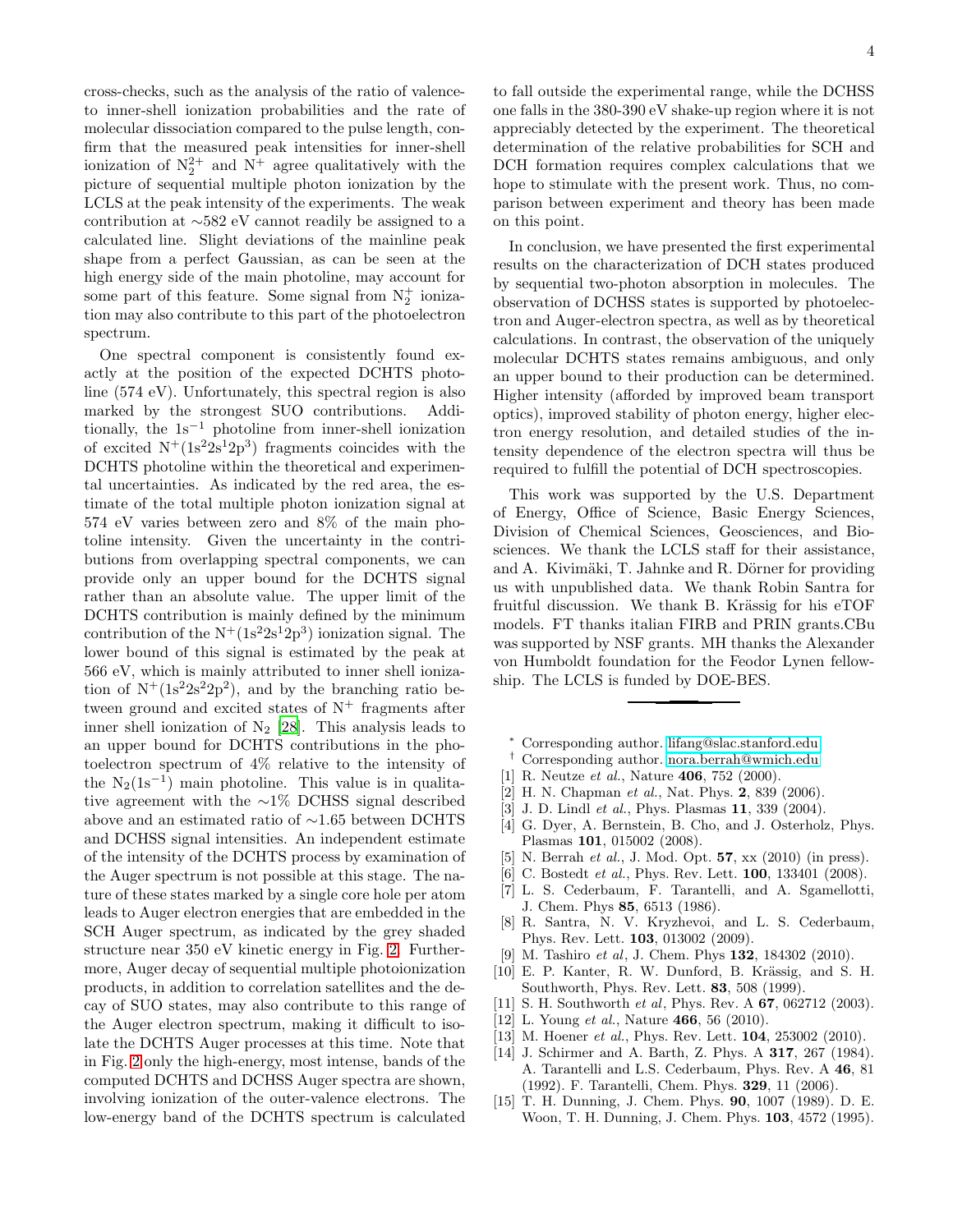cross-checks, such as the analysis of the ratio of valence-to inner-shell ionization probabilities and the rate of molecular dissociation compared to the pulse length, confirm that the measured peak intensities for inner-shell ionization of $N_2^{2+}$ and $N^+$ agree qualitatively with the picture of sequential multiple photon ionization by the LCLS at the peak intensity of the experiments. The weak contribution at ∼582 eV cannot readily be assigned to a calculated line. Slight deviations of the mainline peak shape from a perfect Gaussian, as can be seen at the high energy side of the main photoline, may account for some part of this feature. Some signal from $N_2^+$ ionization may also contribute to this part of the photoelectron spectrum.

One spectral component is consistently found exactly at the position of the expected DCHTS photoline (574 eV). Unfortunately, this spectral region is also marked by the strongest SUO contributions. Additionally, the $1s^{-1}$ photoline from inner-shell ionization of excited $N^+(1s^2 2s^1 2p^3)$ fragments coincides with the DCHTS photoline within the theoretical and experimental uncertainties. As indicated by the red area, the estimate of the total multiple photon ionization signal at 574 eV varies between zero and 8% of the main photoline intensity. Given the uncertainty in the contributions from overlapping spectral components, we can provide only an upper bound for the DCHTS signal rather than an absolute value. The upper limit of the DCHTS contribution is mainly defined by the minimum contribution of the $N^+(1s^2 2s^1 2p^3)$ ionization signal. The lower bound of this signal is estimated by the peak at 566 eV, which is mainly attributed to inner shell ionization of $N^+(1s^2 2s^2 2p^2)$, and by the branching ratio between ground and excited states of $N^+$ fragments after inner shell ionization of $N_2$ [28]. This analysis leads to an upper bound for DCHTS contributions in the photoelectron spectrum of 4% relative to the intensity of the $N_2(1s^{-1})$ main photoline. This value is in qualitative agreement with the ∼1% DCHSS signal described above and an estimated ratio of ∼1.65 between DCHTS and DCHSS signal intensities. An independent estimate of the intensity of the DCHTS process by examination of the Auger spectrum is not possible at this stage. The nature of these states marked by a single core hole per atom leads to Auger electron energies that are embedded in the SCH Auger spectrum, as indicated by the grey shaded structure near 350 eV kinetic energy in Fig. 2. Furthermore, Auger decay of sequential multiple photoionization products, in addition to correlation satellites and the decay of SUO states, may also contribute to this range of the Auger electron spectrum, making it difficult to isolate the DCHTS Auger processes at this time. Note that in Fig. 2 only the high-energy, most intense, bands of the computed DCHTS and DCHSS Auger spectra are shown, involving ionization of the outer-valence electrons. The low-energy band of the DCHTS spectrum is calculated to fall outside the experimental range, while the DCHSS one falls in the 380-390 eV shake-up region where it is not appreciably detected by the experiment. The theoretical determination of the relative probabilities for SCH and DCH formation requires complex calculations that we hope to stimulate with the present work. Thus, no comparison between experiment and theory has been made on this point.

In conclusion, we have presented the first experimental results on the characterization of DCH states produced by sequential two-photon absorption in molecules. The observation of DCHSS states is supported by photoelectron and Auger-electron spectra, as well as by theoretical calculations. In contrast, the observation of the uniquely molecular DCHTS states remains ambiguous, and only an upper bound to their production can be determined. Higher intensity (afforded by improved beam transport optics), improved stability of photon energy, higher electron energy resolution, and detailed studies of the intensity dependence of the electron spectra will thus be required to fulfill the potential of DCH spectroscopies.

This work was supported by the U.S. Department of Energy, Office of Science, Basic Energy Sciences, Division of Chemical Sciences, Geosciences, and Biosciences. We thank the LCLS staff for their assistance, and A. Kivimäki, T. Jahnke and R. Dörner for providing us with unpublished data. We thank Robin Santra for fruitful discussion. We thank B. Krässig for his eTOF models. FT thanks italian FIRB and PRIN grants.CBu was supported by NSF grants. MH thanks the Alexander von Humboldt foundation for the Feodor Lynen fellowship. The LCLS is funded by DOE-BES.

---

[*] Corresponding author. lifang@slac.stanford.edu

[†] Corresponding author. nora.berrah@wmich.edu

[1] R. Neutze *et al.*, Nature **406**, 752 (2000).

[2] H. N. Chapman *et al.*, Nat. Phys. **2**, 839 (2006).

[3] J. D. Lindl *et al.*, Phys. Plasmas **11**, 339 (2004).

[4] G. Dyer, A. Bernstein, B. Cho, and J. Osterholz, Phys. Plasmas **101**, 015002 (2008).

[5] N. Berrah *et al.*, J. Mod. Opt. **57**, xx (2010) (in press).

[6] C. Bostedt *et al.*, Phys. Rev. Lett. **100**, 133401 (2008).

[7] L. S. Cederbaum, F. Tarantelli, and A. Sgamellotti, J. Chem. Phys **85**, 6513 (1986).

[8] R. Santra, N. V. Kryzhevoi, and L. S. Cederbaum, Phys. Rev. Lett. **103**, 013002 (2009).

[9] M. Tashiro *et al*, J. Chem. Phys **132**, 184302 (2010).

[10] E. P. Kanter, R. W. Dunford, B. Krässig, and S. H. Southworth, Phys. Rev. Lett. **83**, 508 (1999).

[11] S. H. Southworth *et al*, Phys. Rev. A **67**, 062712 (2003).

[12] L. Young *et al.*, Nature **466**, 56 (2010).

[13] M. Hoener *et al.*, Phys. Rev. Lett. **104**, 253002 (2010).

[14] J. Schirmer and A. Barth, Z. Phys. A **317**, 267 (1984). A. Tarantelli and L.S. Cederbaum, Phys. Rev. A **46**, 81 (1992). F. Tarantelli, Chem. Phys. **329**, 11 (2006).

[15] T. H. Dunning, J. Chem. Phys. **90**, 1007 (1989). D. E. Woon, T. H. Dunning, J. Chem. Phys. **103**, 4572 (1995).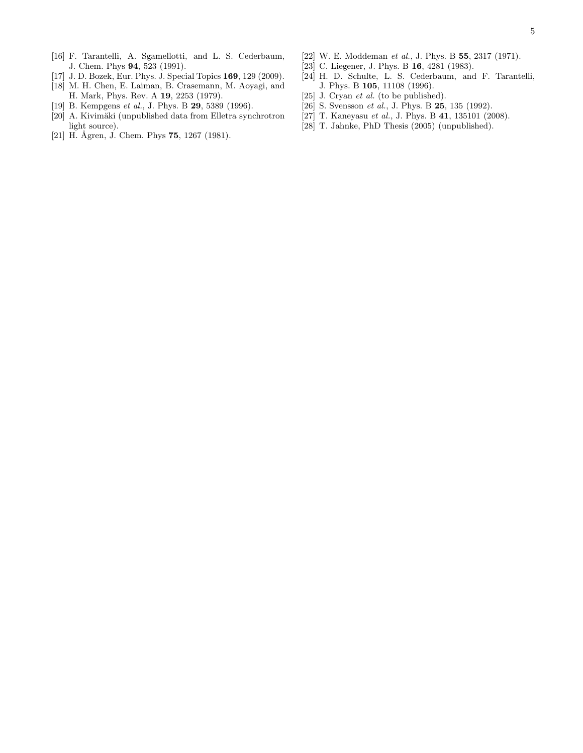[16] F. Tarantelli, A. Sgamellotti, and L. S. Cederbaum, J. Chem. Phys **94**, 523 (1991).

[17] J. D. Bozek, Eur. Phys. J. Special Topics **169**, 129 (2009).

[18] M. H. Chen, E. Laiman, B. Crasemann, M. Aoyagi, and H. Mark, Phys. Rev. A **19**, 2253 (1979).

[19] B. Kempgens *et al.*, J. Phys. B **29**, 5389 (1996).

[20] A. Kivimäki (unpublished data from Elletra synchrotron light source).

[21] H. Ågren, J. Chem. Phys **75**, 1267 (1981).

[22] W. E. Moddeman *et al.*, J. Phys. B **55**, 2317 (1971).

[23] C. Liegener, J. Phys. B **16**, 4281 (1983).

[24] H. D. Schulte, L. S. Cederbaum, and F. Tarantelli, J. Phys. B **105**, 11108 (1996).

[25] J. Cryan *et al.* (to be published).

[26] S. Svensson *et al.*, J. Phys. B **25**, 135 (1992).

[27] T. Kaneyasu *et al.*, J. Phys. B **41**, 135101 (2008).

[28] T. Jahnke, PhD Thesis (2005) (unpublished).